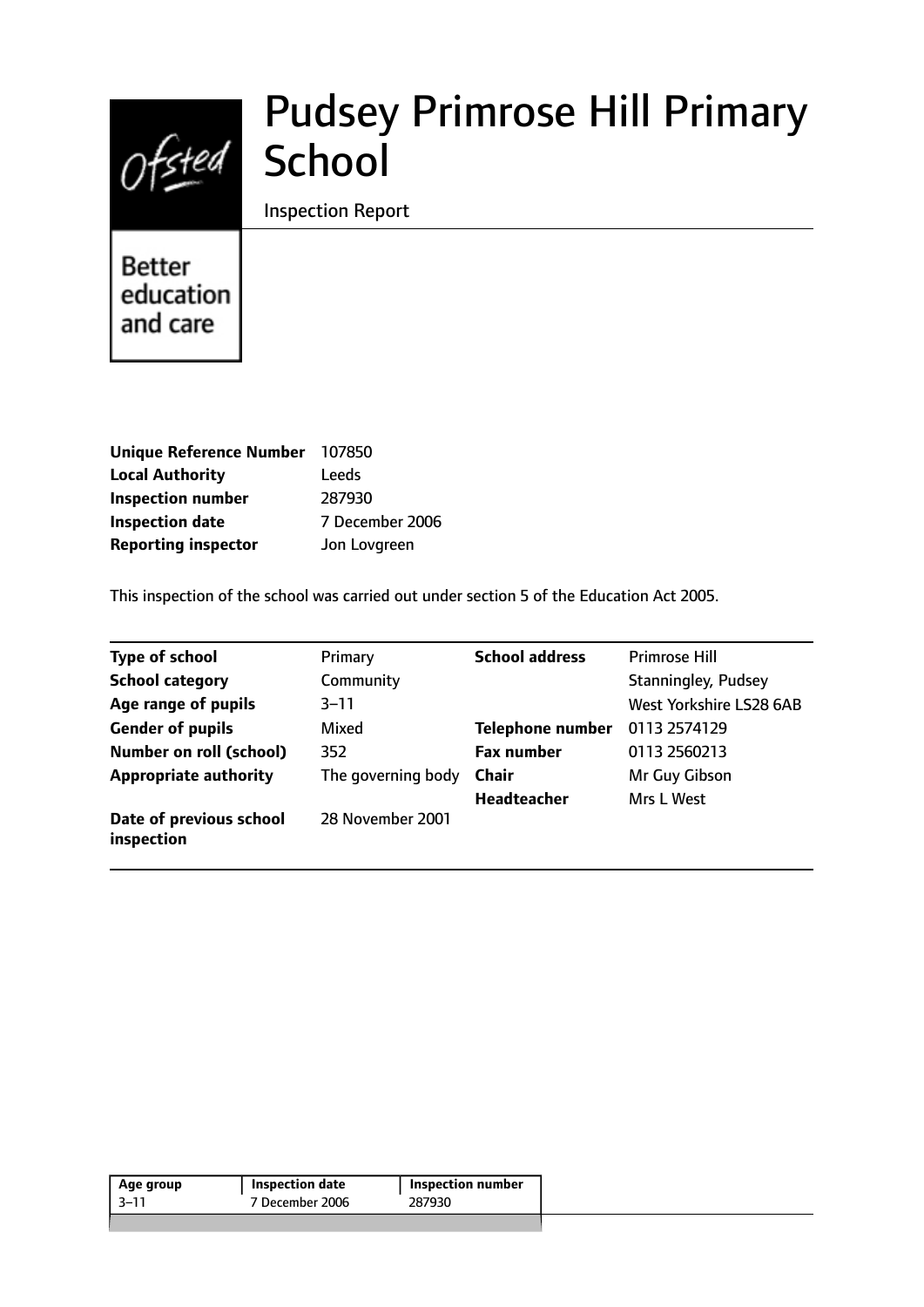Ofsted

Better education and care

# Pudsey Primrose Hill Primary School

Inspection Report

| | |
|---|---|
| **Unique Reference Number** | 107850 |
| **Local Authority** | Leeds |
| **Inspection number** | 287930 |
| **Inspection date** | 7 December 2006 |
| **Reporting inspector** | Jon Lovgreen |

This inspection of the school was carried out under section 5 of the Education Act 2005.

| | | | |
|---|---|---|---|
| **Type of school** | Primary | **School address** | Primrose Hill |
| **School category** | Community | | Stanningley, Pudsey |
| **Age range of pupils** | 3–11 | | West Yorkshire LS28 6AB |
| **Gender of pupils** | Mixed | **Telephone number** | 0113 2574129 |
| **Number on roll (school)** | 352 | **Fax number** | 0113 2560213 |
| **Appropriate authority** | The governing body | **Chair** | Mr Guy Gibson |
| | | **Headteacher** | Mrs L West |
| **Date of previous school inspection** | 28 November 2001 | | |

| Age group | Inspection date | Inspection number |
|---|---|---|
| 3–11 | 7 December 2006 | 287930 |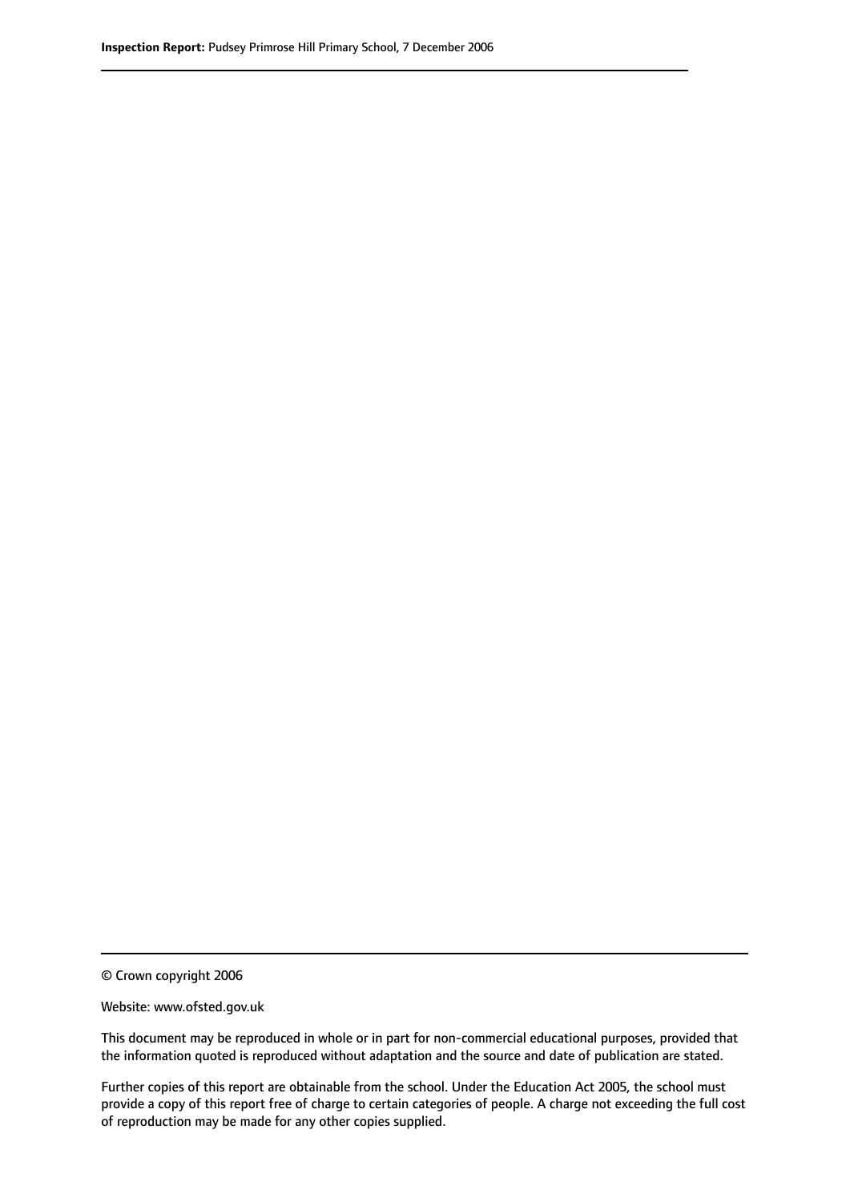© Crown copyright 2006

Website: www.ofsted.gov.uk

This document may be reproduced in whole or in part for non-commercial educational purposes, provided that the information quoted is reproduced without adaptation and the source and date of publication are stated.

Further copies of this report are obtainable from the school. Under the Education Act 2005, the school must provide a copy of this report free of charge to certain categories of people. A charge not exceeding the full cost of reproduction may be made for any other copies supplied.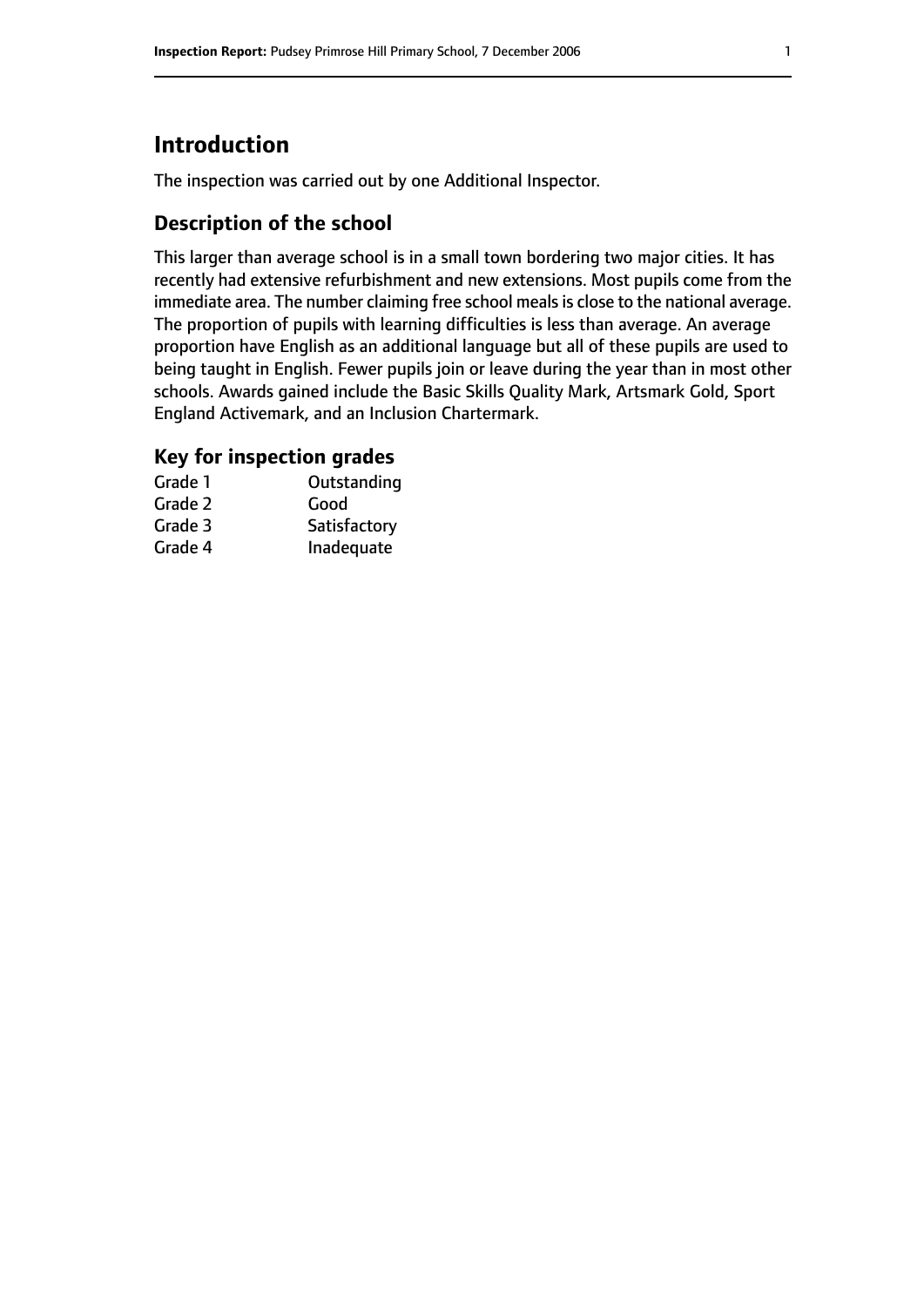## Introduction

The inspection was carried out by one Additional Inspector.

### Description of the school

This larger than average school is in a small town bordering two major cities. It has recently had extensive refurbishment and new extensions. Most pupils come from the immediate area. The number claiming free school meals is close to the national average. The proportion of pupils with learning difficulties is less than average. An average proportion have English as an additional language but all of these pupils are used to being taught in English. Fewer pupils join or leave during the year than in most other schools. Awards gained include the Basic Skills Quality Mark, Artsmark Gold, Sport England Activemark, and an Inclusion Chartermark.

### Key for inspection grades

| | |
|---|---|
| Grade 1 | Outstanding |
| Grade 2 | Good |
| Grade 3 | Satisfactory |
| Grade 4 | Inadequate |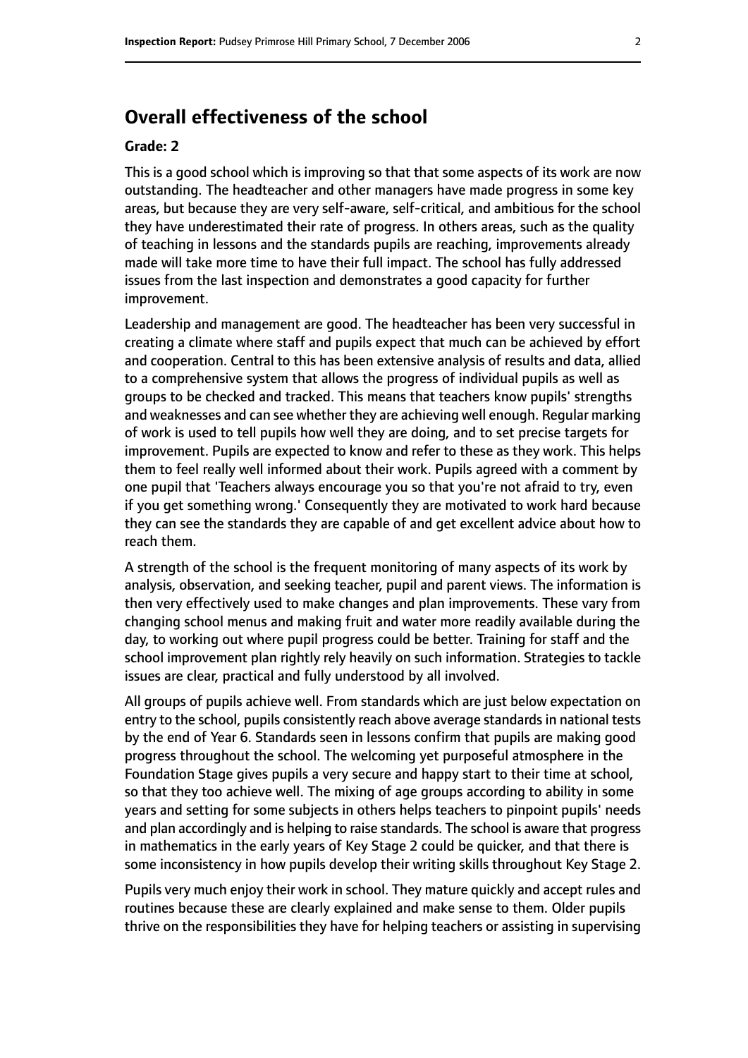## Overall effectiveness of the school

**Grade: 2**

This is a good school which is improving so that that some aspects of its work are now outstanding. The headteacher and other managers have made progress in some key areas, but because they are very self-aware, self-critical, and ambitious for the school they have underestimated their rate of progress. In others areas, such as the quality of teaching in lessons and the standards pupils are reaching, improvements already made will take more time to have their full impact. The school has fully addressed issues from the last inspection and demonstrates a good capacity for further improvement.

Leadership and management are good. The headteacher has been very successful in creating a climate where staff and pupils expect that much can be achieved by effort and cooperation. Central to this has been extensive analysis of results and data, allied to a comprehensive system that allows the progress of individual pupils as well as groups to be checked and tracked. This means that teachers know pupils' strengths and weaknesses and can see whether they are achieving well enough. Regular marking of work is used to tell pupils how well they are doing, and to set precise targets for improvement. Pupils are expected to know and refer to these as they work. This helps them to feel really well informed about their work. Pupils agreed with a comment by one pupil that 'Teachers always encourage you so that you're not afraid to try, even if you get something wrong.' Consequently they are motivated to work hard because they can see the standards they are capable of and get excellent advice about how to reach them.

A strength of the school is the frequent monitoring of many aspects of its work by analysis, observation, and seeking teacher, pupil and parent views. The information is then very effectively used to make changes and plan improvements. These vary from changing school menus and making fruit and water more readily available during the day, to working out where pupil progress could be better. Training for staff and the school improvement plan rightly rely heavily on such information. Strategies to tackle issues are clear, practical and fully understood by all involved.

All groups of pupils achieve well. From standards which are just below expectation on entry to the school, pupils consistently reach above average standards in national tests by the end of Year 6. Standards seen in lessons confirm that pupils are making good progress throughout the school. The welcoming yet purposeful atmosphere in the Foundation Stage gives pupils a very secure and happy start to their time at school, so that they too achieve well. The mixing of age groups according to ability in some years and setting for some subjects in others helps teachers to pinpoint pupils' needs and plan accordingly and is helping to raise standards. The school is aware that progress in mathematics in the early years of Key Stage 2 could be quicker, and that there is some inconsistency in how pupils develop their writing skills throughout Key Stage 2.

Pupils very much enjoy their work in school. They mature quickly and accept rules and routines because these are clearly explained and make sense to them. Older pupils thrive on the responsibilities they have for helping teachers or assisting in supervising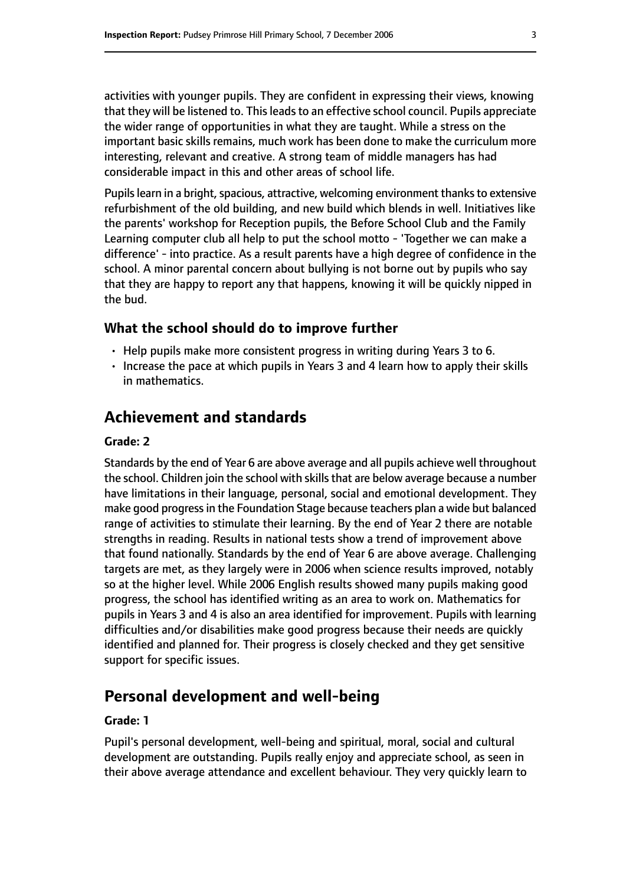activities with younger pupils. They are confident in expressing their views, knowing that they will be listened to. This leads to an effective school council. Pupils appreciate the wider range of opportunities in what they are taught. While a stress on the important basic skills remains, much work has been done to make the curriculum more interesting, relevant and creative. A strong team of middle managers has had considerable impact in this and other areas of school life.

Pupils learn in a bright, spacious, attractive, welcoming environment thanks to extensive refurbishment of the old building, and new build which blends in well. Initiatives like the parents' workshop for Reception pupils, the Before School Club and the Family Learning computer club all help to put the school motto - 'Together we can make a difference' - into practice. As a result parents have a high degree of confidence in the school. A minor parental concern about bullying is not borne out by pupils who say that they are happy to report any that happens, knowing it will be quickly nipped in the bud.

### What the school should do to improve further

- Help pupils make more consistent progress in writing during Years 3 to 6.
- Increase the pace at which pupils in Years 3 and 4 learn how to apply their skills in mathematics.

## Achievement and standards

#### Grade: 2

Standards by the end of Year 6 are above average and all pupils achieve well throughout the school. Children join the school with skills that are below average because a number have limitations in their language, personal, social and emotional development. They make good progress in the Foundation Stage because teachers plan a wide but balanced range of activities to stimulate their learning. By the end of Year 2 there are notable strengths in reading. Results in national tests show a trend of improvement above that found nationally. Standards by the end of Year 6 are above average. Challenging targets are met, as they largely were in 2006 when science results improved, notably so at the higher level. While 2006 English results showed many pupils making good progress, the school has identified writing as an area to work on. Mathematics for pupils in Years 3 and 4 is also an area identified for improvement. Pupils with learning difficulties and/or disabilities make good progress because their needs are quickly identified and planned for. Their progress is closely checked and they get sensitive support for specific issues.

## Personal development and well-being

#### Grade: 1

Pupil's personal development, well-being and spiritual, moral, social and cultural development are outstanding. Pupils really enjoy and appreciate school, as seen in their above average attendance and excellent behaviour. They very quickly learn to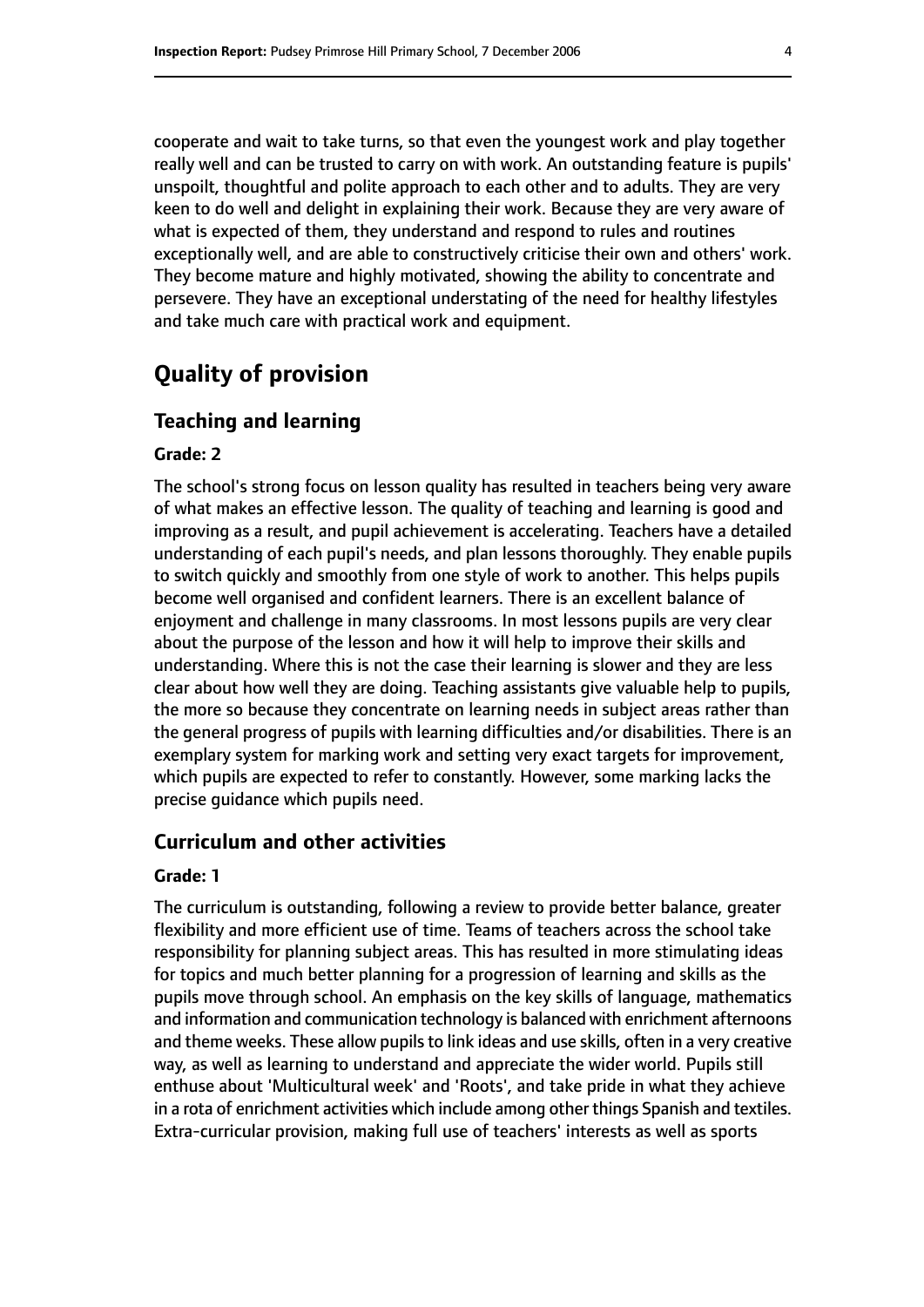cooperate and wait to take turns, so that even the youngest work and play together really well and can be trusted to carry on with work. An outstanding feature is pupils' unspoilt, thoughtful and polite approach to each other and to adults. They are very keen to do well and delight in explaining their work. Because they are very aware of what is expected of them, they understand and respond to rules and routines exceptionally well, and are able to constructively criticise their own and others' work. They become mature and highly motivated, showing the ability to concentrate and persevere. They have an exceptional understating of the need for healthy lifestyles and take much care with practical work and equipment.

## Quality of provision

### Teaching and learning

#### Grade: 2

The school's strong focus on lesson quality has resulted in teachers being very aware of what makes an effective lesson. The quality of teaching and learning is good and improving as a result, and pupil achievement is accelerating. Teachers have a detailed understanding of each pupil's needs, and plan lessons thoroughly. They enable pupils to switch quickly and smoothly from one style of work to another. This helps pupils become well organised and confident learners. There is an excellent balance of enjoyment and challenge in many classrooms. In most lessons pupils are very clear about the purpose of the lesson and how it will help to improve their skills and understanding. Where this is not the case their learning is slower and they are less clear about how well they are doing. Teaching assistants give valuable help to pupils, the more so because they concentrate on learning needs in subject areas rather than the general progress of pupils with learning difficulties and/or disabilities. There is an exemplary system for marking work and setting very exact targets for improvement, which pupils are expected to refer to constantly. However, some marking lacks the precise guidance which pupils need.

### Curriculum and other activities

#### Grade: 1

The curriculum is outstanding, following a review to provide better balance, greater flexibility and more efficient use of time. Teams of teachers across the school take responsibility for planning subject areas. This has resulted in more stimulating ideas for topics and much better planning for a progression of learning and skills as the pupils move through school. An emphasis on the key skills of language, mathematics and information and communication technology is balanced with enrichment afternoons and theme weeks. These allow pupils to link ideas and use skills, often in a very creative way, as well as learning to understand and appreciate the wider world. Pupils still enthuse about 'Multicultural week' and 'Roots', and take pride in what they achieve in a rota of enrichment activities which include among other things Spanish and textiles. Extra-curricular provision, making full use of teachers' interests as well as sports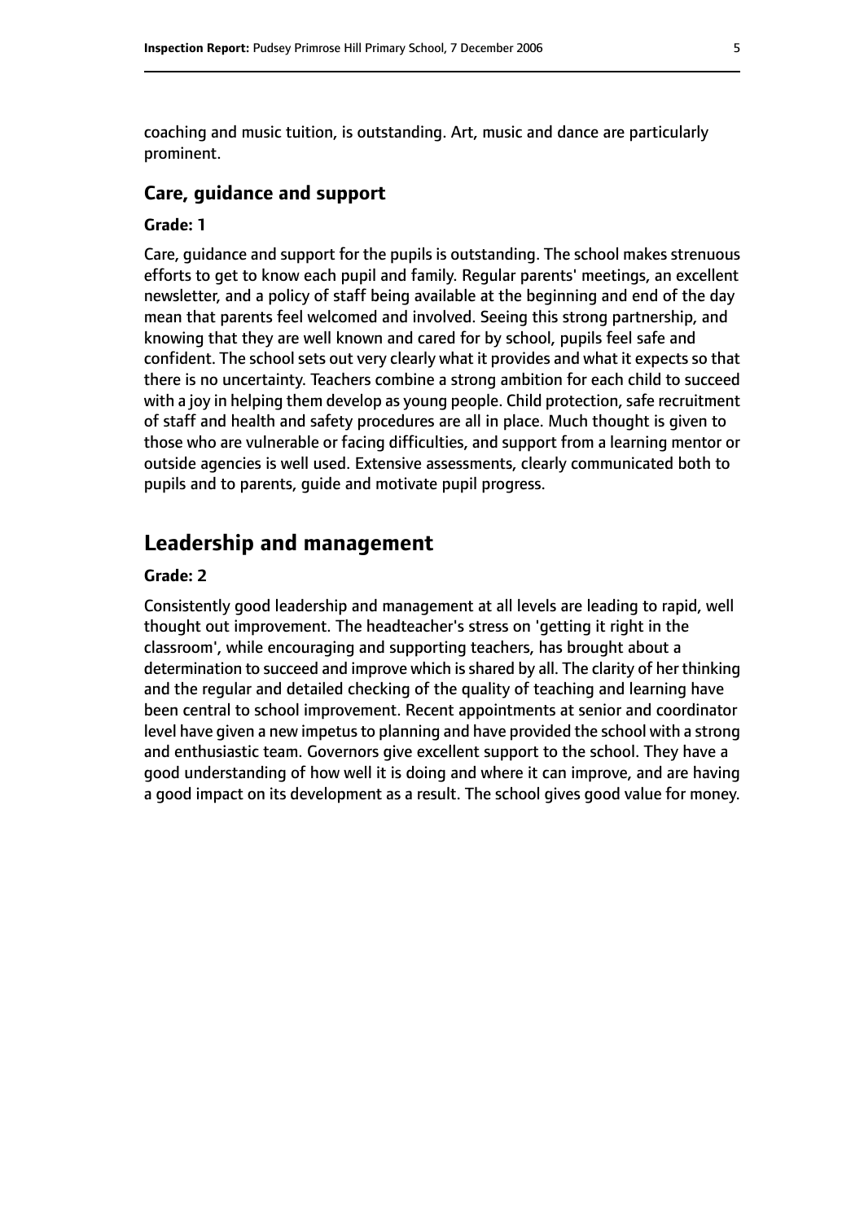coaching and music tuition, is outstanding. Art, music and dance are particularly prominent.

### Care, guidance and support

#### Grade: 1

Care, guidance and support for the pupils is outstanding. The school makes strenuous efforts to get to know each pupil and family. Regular parents' meetings, an excellent newsletter, and a policy of staff being available at the beginning and end of the day mean that parents feel welcomed and involved. Seeing this strong partnership, and knowing that they are well known and cared for by school, pupils feel safe and confident. The school sets out very clearly what it provides and what it expects so that there is no uncertainty. Teachers combine a strong ambition for each child to succeed with a joy in helping them develop as young people. Child protection, safe recruitment of staff and health and safety procedures are all in place. Much thought is given to those who are vulnerable or facing difficulties, and support from a learning mentor or outside agencies is well used. Extensive assessments, clearly communicated both to pupils and to parents, guide and motivate pupil progress.

## Leadership and management

#### Grade: 2

Consistently good leadership and management at all levels are leading to rapid, well thought out improvement. The headteacher's stress on 'getting it right in the classroom', while encouraging and supporting teachers, has brought about a determination to succeed and improve which is shared by all. The clarity of her thinking and the regular and detailed checking of the quality of teaching and learning have been central to school improvement. Recent appointments at senior and coordinator level have given a new impetus to planning and have provided the school with a strong and enthusiastic team. Governors give excellent support to the school. They have a good understanding of how well it is doing and where it can improve, and are having a good impact on its development as a result. The school gives good value for money.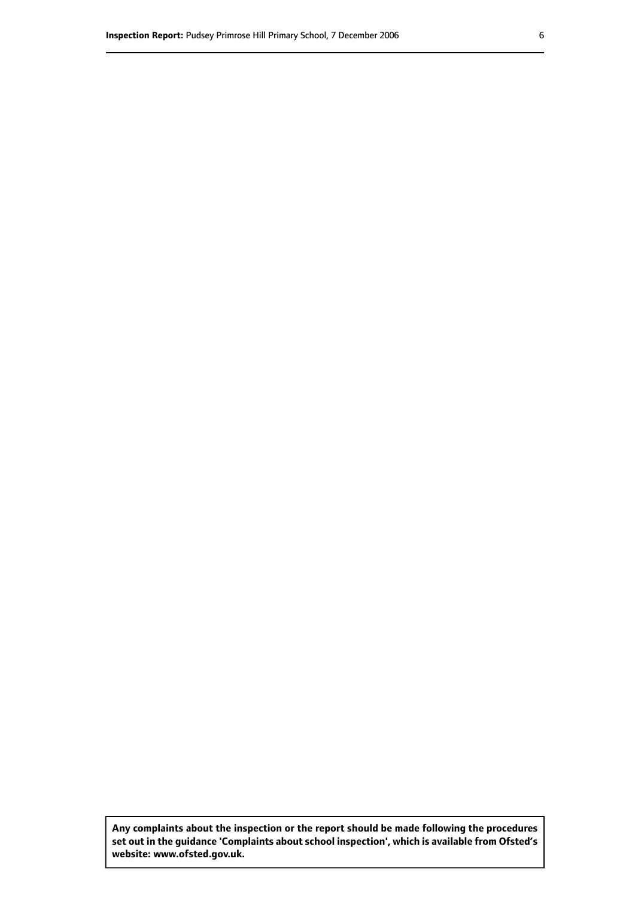**Any complaints about the inspection or the report should be made following the procedures set out in the guidance 'Complaints about school inspection', which is available from Ofsted's website: www.ofsted.gov.uk.**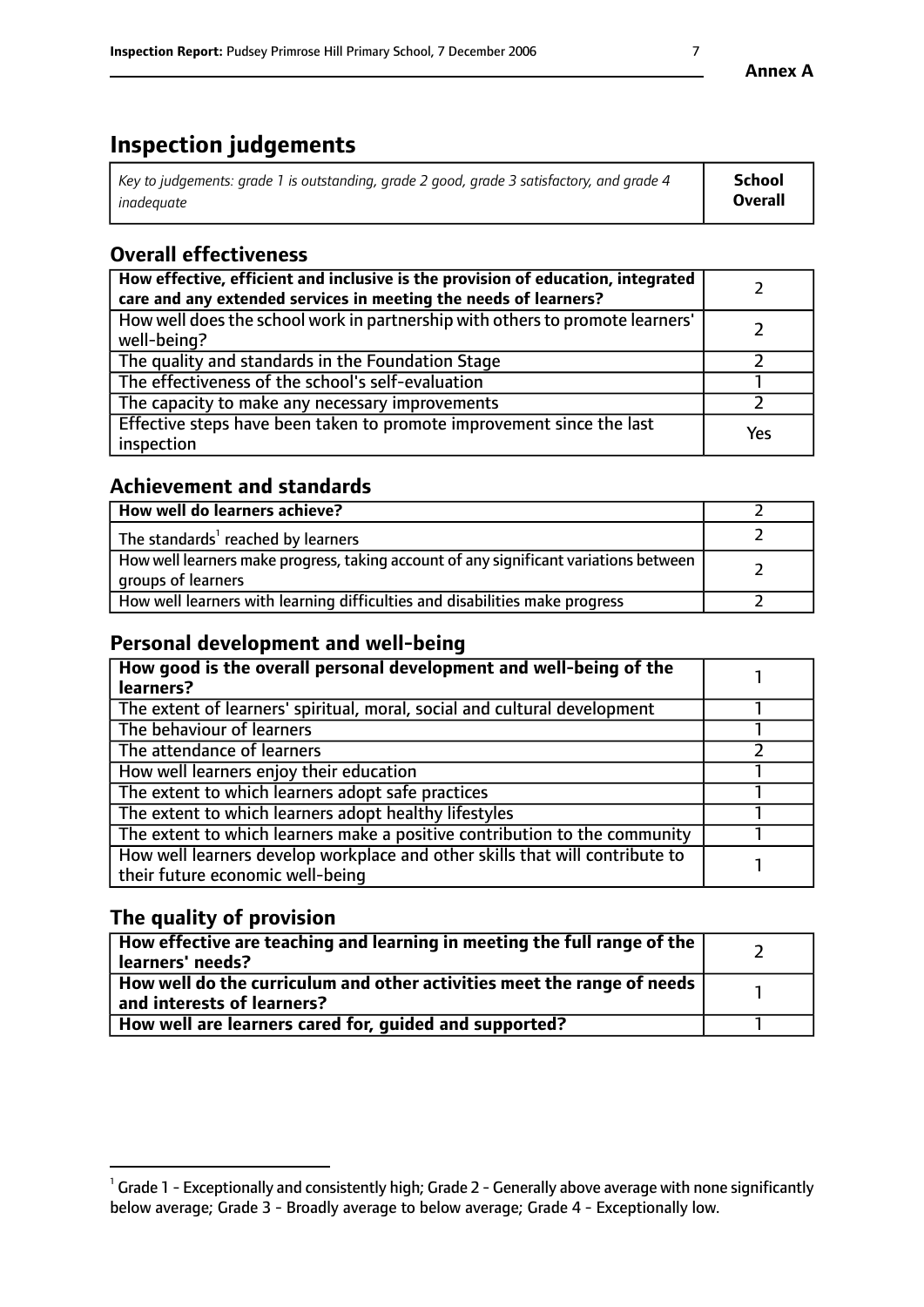# Inspection judgements

| *Key to judgements: grade 1 is outstanding, grade 2 good, grade 3 satisfactory, and grade 4 inadequate* | **School Overall** |
|---|---|

## Overall effectiveness

| | |
|---|---|
| **How effective, efficient and inclusive is the provision of education, integrated care and any extended services in meeting the needs of learners?** | 2 |
| How well does the school work in partnership with others to promote learners' well-being? | 2 |
| The quality and standards in the Foundation Stage | 2 |
| The effectiveness of the school's self-evaluation | 1 |
| The capacity to make any necessary improvements | 2 |
| Effective steps have been taken to promote improvement since the last inspection | Yes |

## Achievement and standards

| | |
|---|---|
| **How well do learners achieve?** | 2 |
| The standards[1] reached by learners | 2 |
| How well learners make progress, taking account of any significant variations between groups of learners | 2 |
| How well learners with learning difficulties and disabilities make progress | 2 |

## Personal development and well-being

| | |
|---|---|
| **How good is the overall personal development and well-being of the learners?** | 1 |
| The extent of learners' spiritual, moral, social and cultural development | 1 |
| The behaviour of learners | 1 |
| The attendance of learners | 2 |
| How well learners enjoy their education | 1 |
| The extent to which learners adopt safe practices | 1 |
| The extent to which learners adopt healthy lifestyles | 1 |
| The extent to which learners make a positive contribution to the community | 1 |
| How well learners develop workplace and other skills that will contribute to their future economic well-being | 1 |

## The quality of provision

| | |
|---|---|
| **How effective are teaching and learning in meeting the full range of the learners' needs?** | 2 |
| **How well do the curriculum and other activities meet the range of needs and interests of learners?** | 1 |
| **How well are learners cared for, guided and supported?** | 1 |

[1] Grade 1 - Exceptionally and consistently high; Grade 2 - Generally above average with none significantly below average; Grade 3 - Broadly average to below average; Grade 4 - Exceptionally low.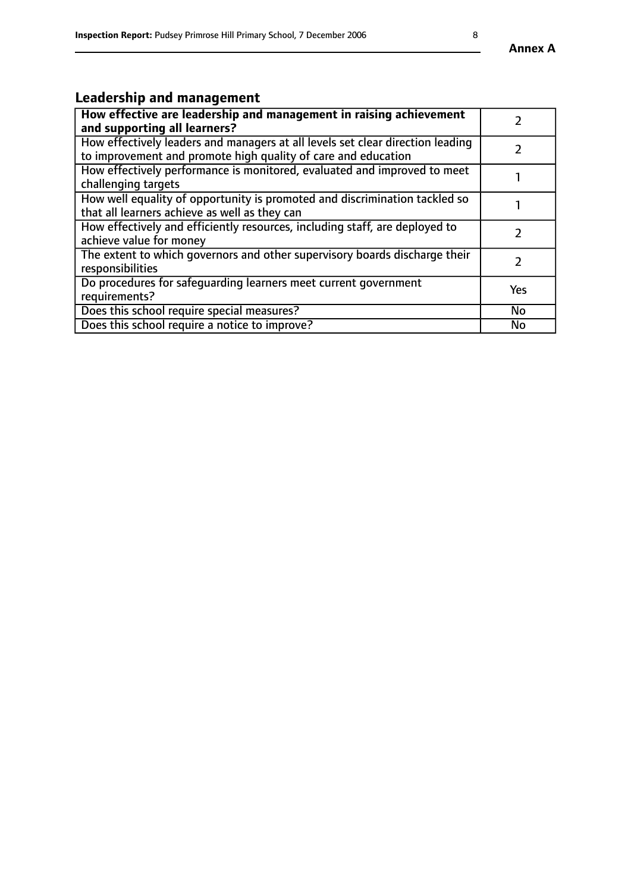## Leadership and management

| | |
|---|---|
| **How effective are leadership and management in raising achievement and supporting all learners?** | 2 |
| How effectively leaders and managers at all levels set clear direction leading to improvement and promote high quality of care and education | 2 |
| How effectively performance is monitored, evaluated and improved to meet challenging targets | 1 |
| How well equality of opportunity is promoted and discrimination tackled so that all learners achieve as well as they can | 1 |
| How effectively and efficiently resources, including staff, are deployed to achieve value for money | 2 |
| The extent to which governors and other supervisory boards discharge their responsibilities | 2 |
| Do procedures for safeguarding learners meet current government requirements? | Yes |
| Does this school require special measures? | No |
| Does this school require a notice to improve? | No |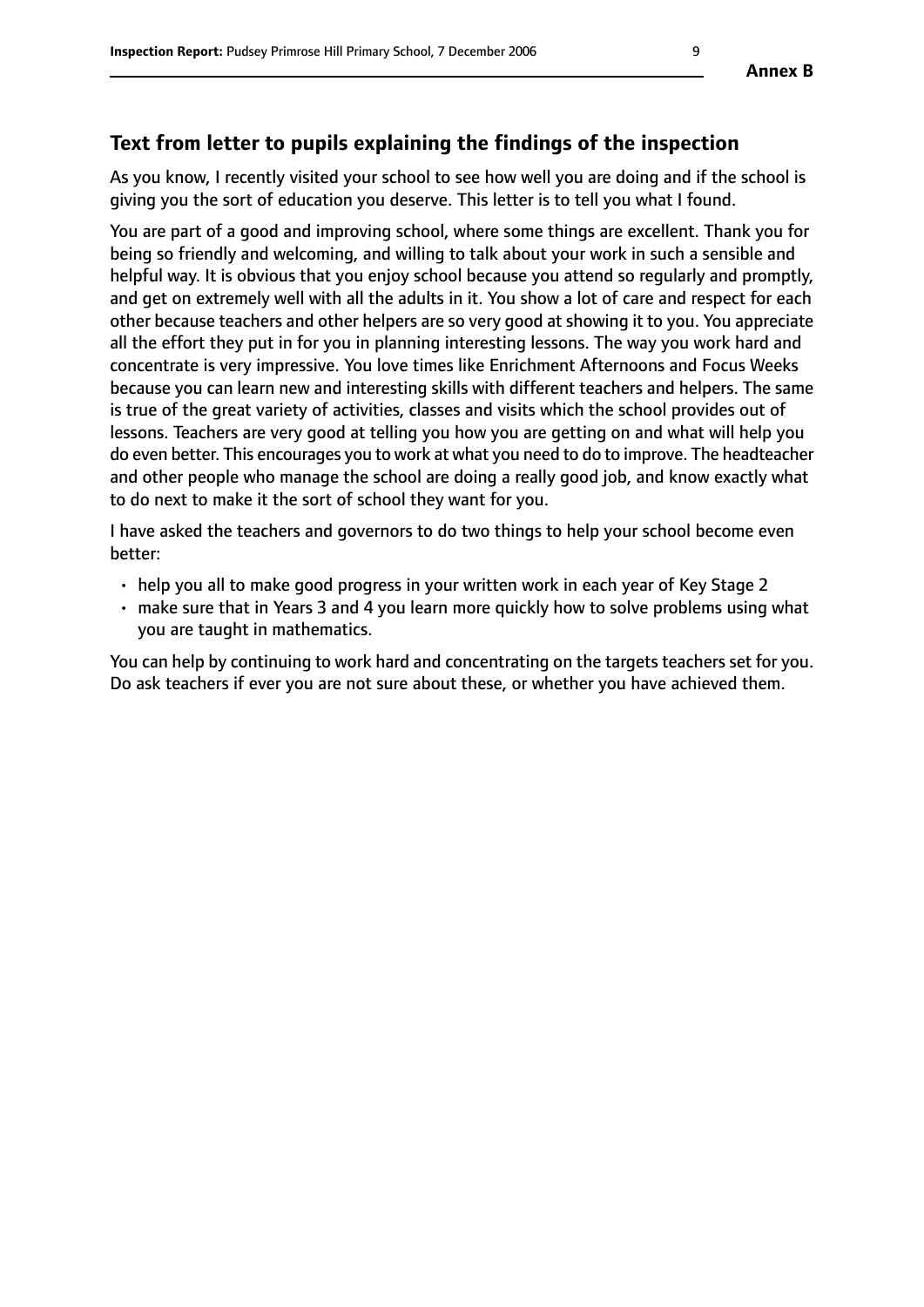## Text from letter to pupils explaining the findings of the inspection

As you know, I recently visited your school to see how well you are doing and if the school is giving you the sort of education you deserve. This letter is to tell you what I found.

You are part of a good and improving school, where some things are excellent. Thank you for being so friendly and welcoming, and willing to talk about your work in such a sensible and helpful way. It is obvious that you enjoy school because you attend so regularly and promptly, and get on extremely well with all the adults in it. You show a lot of care and respect for each other because teachers and other helpers are so very good at showing it to you. You appreciate all the effort they put in for you in planning interesting lessons. The way you work hard and concentrate is very impressive. You love times like Enrichment Afternoons and Focus Weeks because you can learn new and interesting skills with different teachers and helpers. The same is true of the great variety of activities, classes and visits which the school provides out of lessons. Teachers are very good at telling you how you are getting on and what will help you do even better. This encourages you to work at what you need to do to improve. The headteacher and other people who manage the school are doing a really good job, and know exactly what to do next to make it the sort of school they want for you.

I have asked the teachers and governors to do two things to help your school become even better:

- help you all to make good progress in your written work in each year of Key Stage 2
- make sure that in Years 3 and 4 you learn more quickly how to solve problems using what you are taught in mathematics.

You can help by continuing to work hard and concentrating on the targets teachers set for you. Do ask teachers if ever you are not sure about these, or whether you have achieved them.